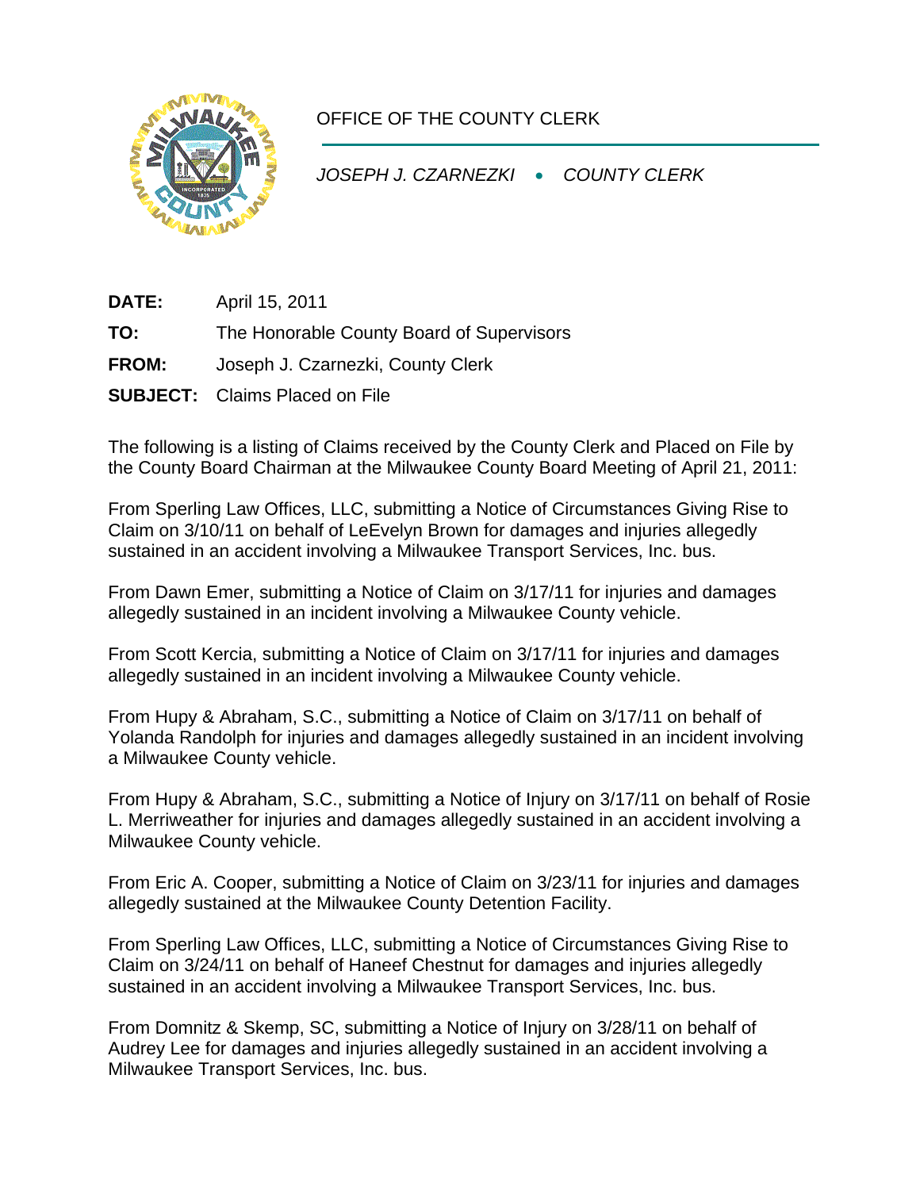OFFICE OF THE COUNTY CLERK

*JOSEPH J. CZARNEZKI • COUNTY CLERK*

**DATE:** April 15, 2011

**TO:** The Honorable County Board of Supervisors

**FROM:** Joseph J. Czarnezki, County Clerk

**SUBJECT:** Claims Placed on File

The following is a listing of Claims received by the County Clerk and Placed on File by the County Board Chairman at the Milwaukee County Board Meeting of April 21, 2011:

From Sperling Law Offices, LLC, submitting a Notice of Circumstances Giving Rise to Claim on 3/10/11 on behalf of LeEvelyn Brown for damages and injuries allegedly sustained in an accident involving a Milwaukee Transport Services, Inc. bus.

From Dawn Emer, submitting a Notice of Claim on 3/17/11 for injuries and damages allegedly sustained in an incident involving a Milwaukee County vehicle.

From Scott Kercia, submitting a Notice of Claim on 3/17/11 for injuries and damages allegedly sustained in an incident involving a Milwaukee County vehicle.

From Hupy & Abraham, S.C., submitting a Notice of Claim on 3/17/11 on behalf of Yolanda Randolph for injuries and damages allegedly sustained in an incident involving a Milwaukee County vehicle.

From Hupy & Abraham, S.C., submitting a Notice of Injury on 3/17/11 on behalf of Rosie L. Merriweather for injuries and damages allegedly sustained in an accident involving a Milwaukee County vehicle.

From Eric A. Cooper, submitting a Notice of Claim on 3/23/11 for injuries and damages allegedly sustained at the Milwaukee County Detention Facility.

From Sperling Law Offices, LLC, submitting a Notice of Circumstances Giving Rise to Claim on 3/24/11 on behalf of Haneef Chestnut for damages and injuries allegedly sustained in an accident involving a Milwaukee Transport Services, Inc. bus.

From Domnitz & Skemp, SC, submitting a Notice of Injury on 3/28/11 on behalf of Audrey Lee for damages and injuries allegedly sustained in an accident involving a Milwaukee Transport Services, Inc. bus.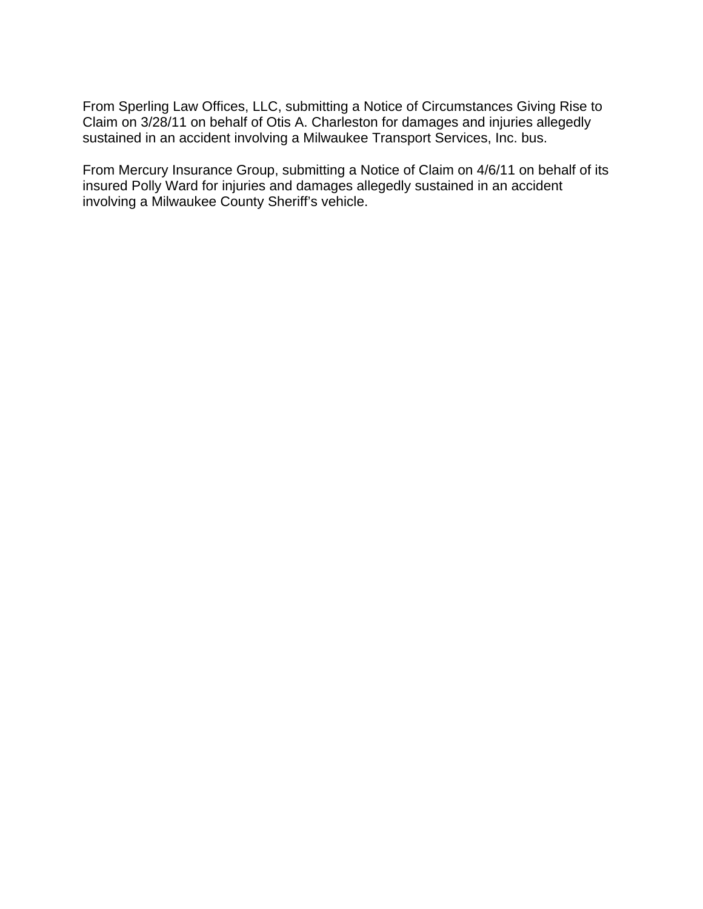From Sperling Law Offices, LLC, submitting a Notice of Circumstances Giving Rise to Claim on 3/28/11 on behalf of Otis A. Charleston for damages and injuries allegedly sustained in an accident involving a Milwaukee Transport Services, Inc. bus.

From Mercury Insurance Group, submitting a Notice of Claim on 4/6/11 on behalf of its insured Polly Ward for injuries and damages allegedly sustained in an accident involving a Milwaukee County Sheriff's vehicle.